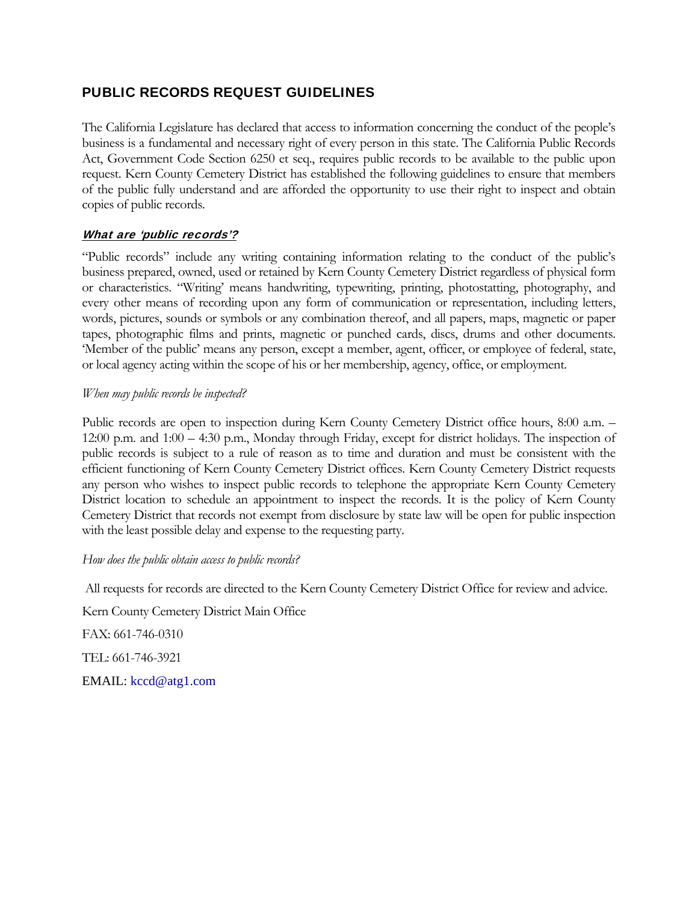## PUBLIC RECORDS REQUEST GUIDELINES

The California Legislature has declared that access to information concerning the conduct of the people's business is a fundamental and necessary right of every person in this state. The California Public Records Act, Government Code Section 6250 et seq., requires public records to be available to the public upon request. Kern County Cemetery District has established the following guidelines to ensure that members of the public fully understand and are afforded the opportunity to use their right to inspect and obtain copies of public records.

### ***What are 'public records'?***

"Public records" include any writing containing information relating to the conduct of the public's business prepared, owned, used or retained by Kern County Cemetery District regardless of physical form or characteristics. "Writing' means handwriting, typewriting, printing, photostatting, photography, and every other means of recording upon any form of communication or representation, including letters, words, pictures, sounds or symbols or any combination thereof, and all papers, maps, magnetic or paper tapes, photographic films and prints, magnetic or punched cards, discs, drums and other documents. 'Member of the public' means any person, except a member, agent, officer, or employee of federal, state, or local agency acting within the scope of his or her membership, agency, office, or employment.

*When may public records be inspected?*

Public records are open to inspection during Kern County Cemetery District office hours, 8:00 a.m. – 12:00 p.m. and 1:00 – 4:30 p.m., Monday through Friday, except for district holidays. The inspection of public records is subject to a rule of reason as to time and duration and must be consistent with the efficient functioning of Kern County Cemetery District offices. Kern County Cemetery District requests any person who wishes to inspect public records to telephone the appropriate Kern County Cemetery District location to schedule an appointment to inspect the records. It is the policy of Kern County Cemetery District that records not exempt from disclosure by state law will be open for public inspection with the least possible delay and expense to the requesting party.

*How does the public obtain access to public records?*

All requests for records are directed to the Kern County Cemetery District Office for review and advice.

Kern County Cemetery District Main Office

FAX: 661-746-0310

TEL: 661-746-3921

EMAIL: kccd@atg1.com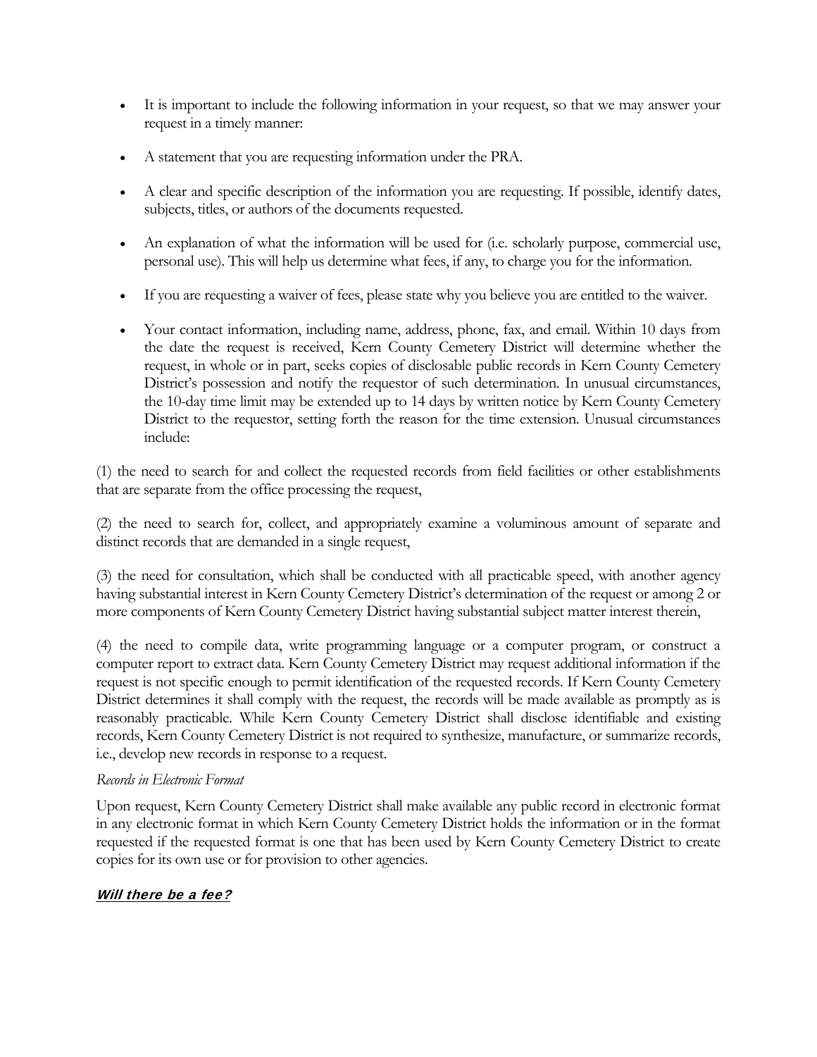- It is important to include the following information in your request, so that we may answer your request in a timely manner:
- A statement that you are requesting information under the PRA.
- A clear and specific description of the information you are requesting. If possible, identify dates, subjects, titles, or authors of the documents requested.
- An explanation of what the information will be used for (i.e. scholarly purpose, commercial use, personal use). This will help us determine what fees, if any, to charge you for the information.
- If you are requesting a waiver of fees, please state why you believe you are entitled to the waiver.
- Your contact information, including name, address, phone, fax, and email. Within 10 days from the date the request is received, Kern County Cemetery District will determine whether the request, in whole or in part, seeks copies of disclosable public records in Kern County Cemetery District's possession and notify the requestor of such determination. In unusual circumstances, the 10-day time limit may be extended up to 14 days by written notice by Kern County Cemetery District to the requestor, setting forth the reason for the time extension. Unusual circumstances include:

(1) the need to search for and collect the requested records from field facilities or other establishments that are separate from the office processing the request,

(2) the need to search for, collect, and appropriately examine a voluminous amount of separate and distinct records that are demanded in a single request,

(3) the need for consultation, which shall be conducted with all practicable speed, with another agency having substantial interest in Kern County Cemetery District's determination of the request or among 2 or more components of Kern County Cemetery District having substantial subject matter interest therein,

(4) the need to compile data, write programming language or a computer program, or construct a computer report to extract data. Kern County Cemetery District may request additional information if the request is not specific enough to permit identification of the requested records. If Kern County Cemetery District determines it shall comply with the request, the records will be made available as promptly as is reasonably practicable. While Kern County Cemetery District shall disclose identifiable and existing records, Kern County Cemetery District is not required to synthesize, manufacture, or summarize records, i.e., develop new records in response to a request.

*Records in Electronic Format*

Upon request, Kern County Cemetery District shall make available any public record in electronic format in any electronic format in which Kern County Cemetery District holds the information or in the format requested if the requested format is one that has been used by Kern County Cemetery District to create copies for its own use or for provision to other agencies.

### ***Will there be a fee?***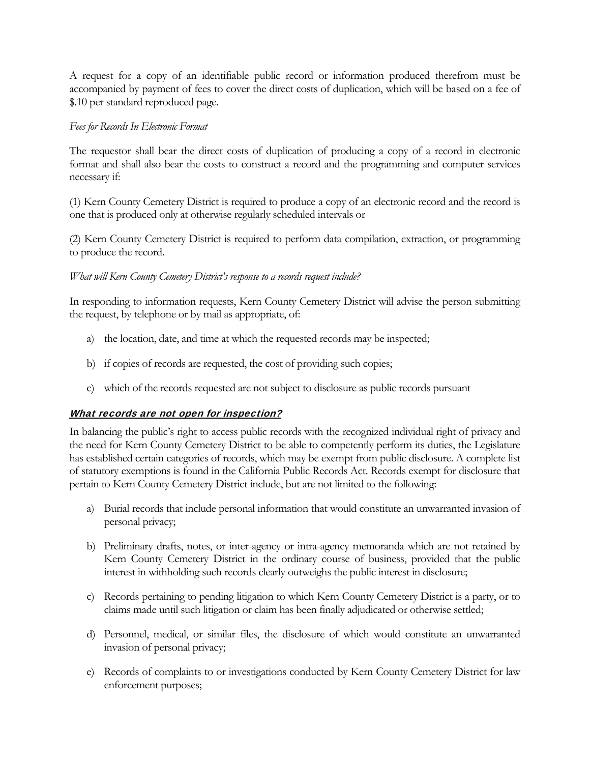A request for a copy of an identifiable public record or information produced therefrom must be accompanied by payment of fees to cover the direct costs of duplication, which will be based on a fee of $.10 per standard reproduced page.

*Fees for Records In Electronic Format*

The requestor shall bear the direct costs of duplication of producing a copy of a record in electronic format and shall also bear the costs to construct a record and the programming and computer services necessary if:

(1) Kern County Cemetery District is required to produce a copy of an electronic record and the record is one that is produced only at otherwise regularly scheduled intervals or

(2) Kern County Cemetery District is required to perform data compilation, extraction, or programming to produce the record.

*What will Kern County Cemetery District's response to a records request include?*

In responding to information requests, Kern County Cemetery District will advise the person submitting the request, by telephone or by mail as appropriate, of:

a) the location, date, and time at which the requested records may be inspected;

b) if copies of records are requested, the cost of providing such copies;

c) which of the records requested are not subject to disclosure as public records pursuant

## ***What records are not open for inspection?***

In balancing the public's right to access public records with the recognized individual right of privacy and the need for Kern County Cemetery District to be able to competently perform its duties, the Legislature has established certain categories of records, which may be exempt from public disclosure. A complete list of statutory exemptions is found in the California Public Records Act. Records exempt for disclosure that pertain to Kern County Cemetery District include, but are not limited to the following:

a) Burial records that include personal information that would constitute an unwarranted invasion of personal privacy;

b) Preliminary drafts, notes, or inter-agency or intra-agency memoranda which are not retained by Kern County Cemetery District in the ordinary course of business, provided that the public interest in withholding such records clearly outweighs the public interest in disclosure;

c) Records pertaining to pending litigation to which Kern County Cemetery District is a party, or to claims made until such litigation or claim has been finally adjudicated or otherwise settled;

d) Personnel, medical, or similar files, the disclosure of which would constitute an unwarranted invasion of personal privacy;

e) Records of complaints to or investigations conducted by Kern County Cemetery District for law enforcement purposes;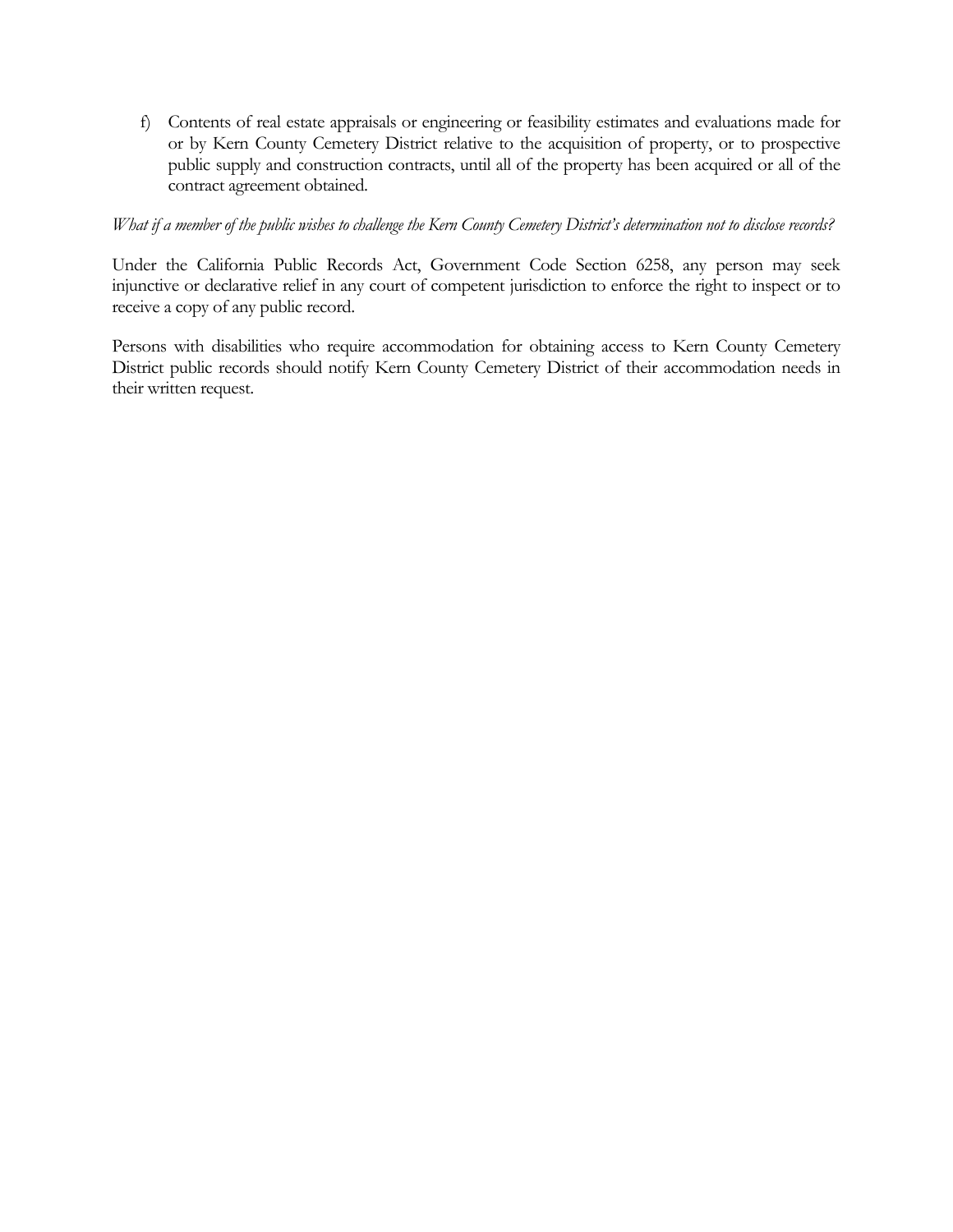f) Contents of real estate appraisals or engineering or feasibility estimates and evaluations made for or by Kern County Cemetery District relative to the acquisition of property, or to prospective public supply and construction contracts, until all of the property has been acquired or all of the contract agreement obtained.

*What if a member of the public wishes to challenge the Kern County Cemetery District's determination not to disclose records?*

Under the California Public Records Act, Government Code Section 6258, any person may seek injunctive or declarative relief in any court of competent jurisdiction to enforce the right to inspect or to receive a copy of any public record.

Persons with disabilities who require accommodation for obtaining access to Kern County Cemetery District public records should notify Kern County Cemetery District of their accommodation needs in their written request.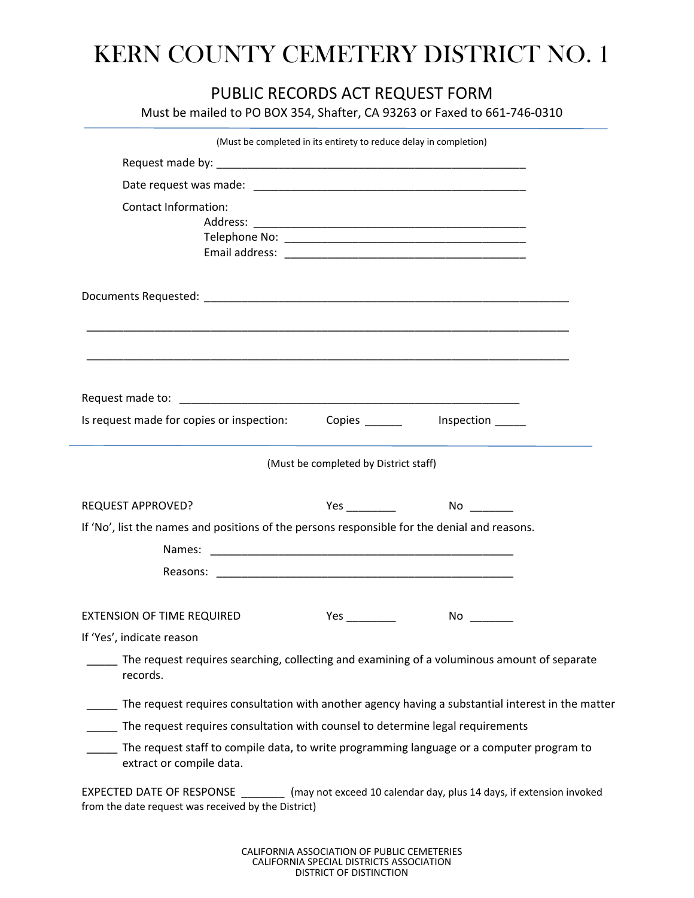# KERN COUNTY CEMETERY DISTRICT NO. 1

## PUBLIC RECORDS ACT REQUEST FORM

Must be mailed to PO BOX 354, Shafter, CA 93263 or Faxed to 661-746-0310

---

(Must be completed in its entirety to reduce delay in completion)

Request made by: ____________________________________________________

Date request was made: ____________________________________________

Contact Information:

Address: ____________________________________________

Telephone No: ________________________________________

Email address: ________________________________________

Documents Requested: _____________________________________________________________

_____________________________________________________________________________

_____________________________________________________________________________

Request made to: ________________________________________________________

Is request made for copies or inspection: Copies ______ Inspection _____

---

(Must be completed by District staff)

REQUEST APPROVED? Yes ________ No _______

If 'No', list the names and positions of the persons responsible for the denial and reasons.

Names: __________________________________________________

Reasons: _________________________________________________

EXTENSION OF TIME REQUIRED Yes ________ No _______

If 'Yes', indicate reason

_____ The request requires searching, collecting and examining of a voluminous amount of separate records.

_____ The request requires consultation with another agency having a substantial interest in the matter

_____ The request requires consultation with counsel to determine legal requirements

_____ The request staff to compile data, to write programming language or a computer program to extract or compile data.

EXPECTED DATE OF RESPONSE _______ (may not exceed 10 calendar day, plus 14 days, if extension invoked from the date request was received by the District)

CALIFORNIA ASSOCIATION OF PUBLIC CEMETERIES
CALIFORNIA SPECIAL DISTRICTS ASSOCIATION
DISTRICT OF DISTINCTION